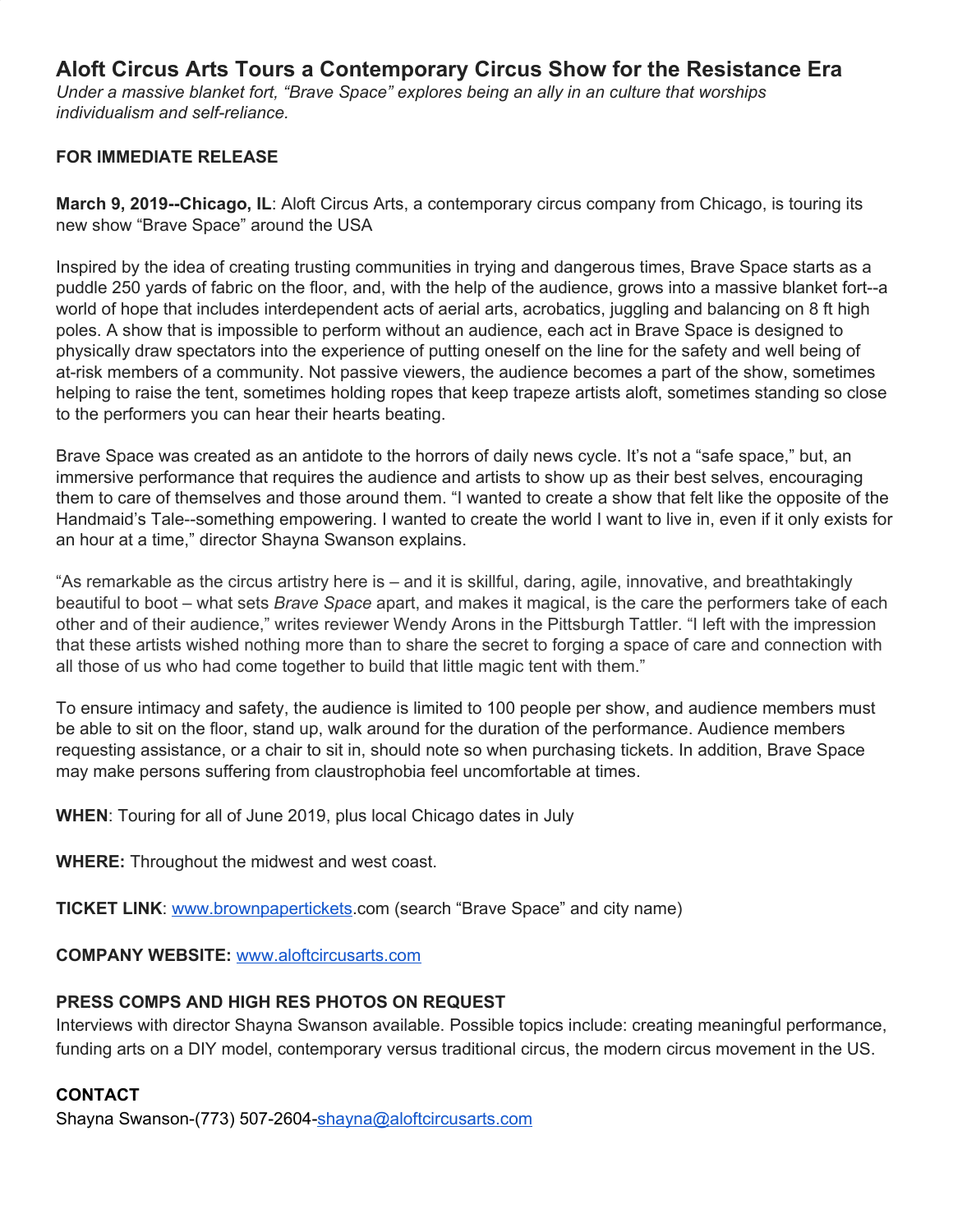# Aloft Circus Arts Tours a Contemporary Circus Show for the Resistance Era

*Under a massive blanket fort, "Brave Space" explores being an ally in an culture that worships individualism and self-reliance.*

**FOR IMMEDIATE RELEASE**

**March 9, 2019--Chicago, IL**: Aloft Circus Arts, a contemporary circus company from Chicago, is touring its new show "Brave Space" around the USA

Inspired by the idea of creating trusting communities in trying and dangerous times, Brave Space starts as a puddle 250 yards of fabric on the floor, and, with the help of the audience, grows into a massive blanket fort--a world of hope that includes interdependent acts of aerial arts, acrobatics, juggling and balancing on 8 ft high poles. A show that is impossible to perform without an audience, each act in Brave Space is designed to physically draw spectators into the experience of putting oneself on the line for the safety and well being of at-risk members of a community. Not passive viewers, the audience becomes a part of the show, sometimes helping to raise the tent, sometimes holding ropes that keep trapeze artists aloft, sometimes standing so close to the performers you can hear their hearts beating.

Brave Space was created as an antidote to the horrors of daily news cycle. It's not a "safe space," but, an immersive performance that requires the audience and artists to show up as their best selves, encouraging them to care of themselves and those around them. "I wanted to create a show that felt like the opposite of the Handmaid's Tale--something empowering. I wanted to create the world I want to live in, even if it only exists for an hour at a time," director Shayna Swanson explains.

"As remarkable as the circus artistry here is – and it is skillful, daring, agile, innovative, and breathtakingly beautiful to boot – what sets *Brave Space* apart, and makes it magical, is the care the performers take of each other and of their audience," writes reviewer Wendy Arons in the Pittsburgh Tattler. "I left with the impression that these artists wished nothing more than to share the secret to forging a space of care and connection with all those of us who had come together to build that little magic tent with them."

To ensure intimacy and safety, the audience is limited to 100 people per show, and audience members must be able to sit on the floor, stand up, walk around for the duration of the performance. Audience members requesting assistance, or a chair to sit in, should note so when purchasing tickets. In addition, Brave Space may make persons suffering from claustrophobia feel uncomfortable at times.

**WHEN**: Touring for all of June 2019, plus local Chicago dates in July

**WHERE:** Throughout the midwest and west coast.

**TICKET LINK**: www.brownpapertickets.com (search "Brave Space" and city name)

**COMPANY WEBSITE:** www.aloftcircusarts.com

**PRESS COMPS AND HIGH RES PHOTOS ON REQUEST**

Interviews with director Shayna Swanson available. Possible topics include: creating meaningful performance, funding arts on a DIY model, contemporary versus traditional circus, the modern circus movement in the US.

**CONTACT**

Shayna Swanson-(773) 507-2604-shayna@aloftcircusarts.com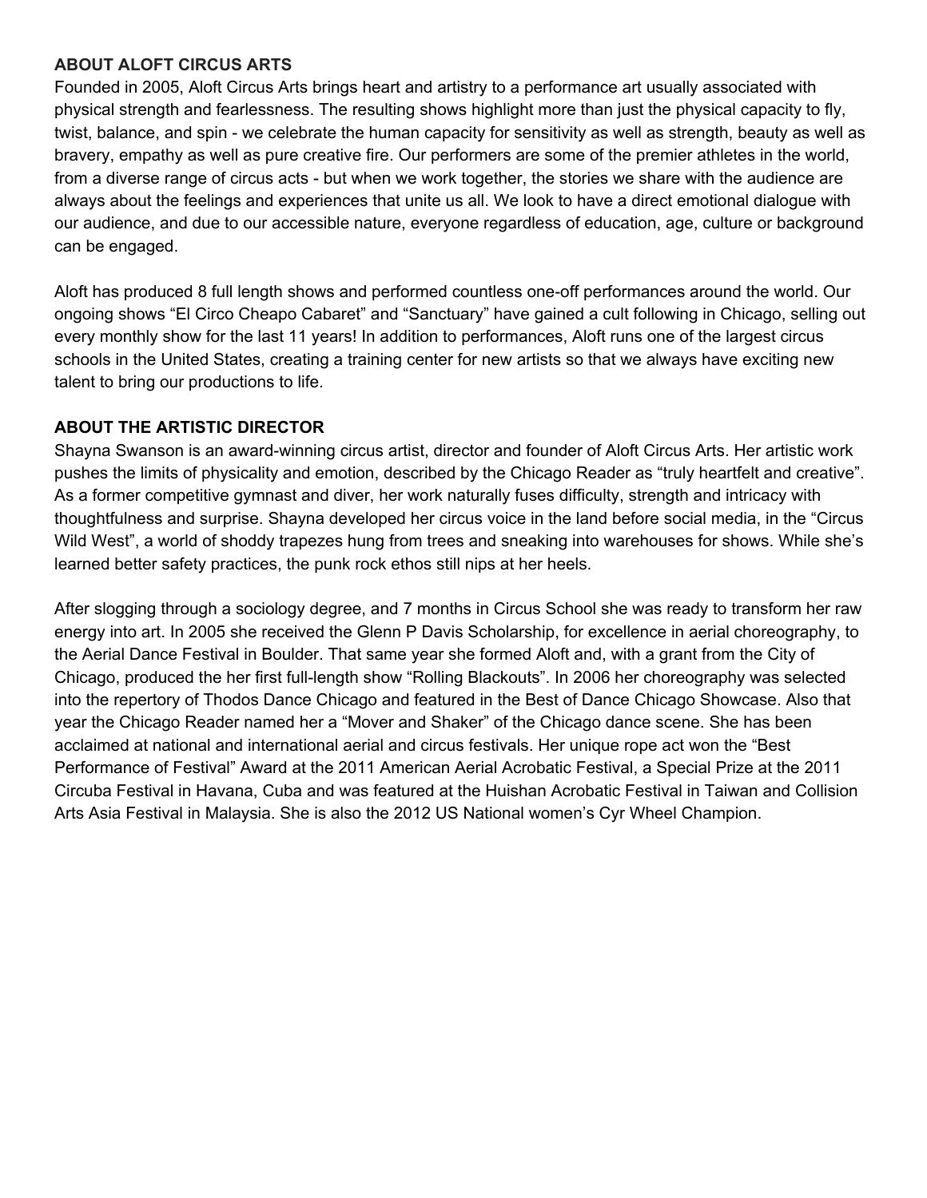**ABOUT ALOFT CIRCUS ARTS**

Founded in 2005, Aloft Circus Arts brings heart and artistry to a performance art usually associated with physical strength and fearlessness. The resulting shows highlight more than just the physical capacity to fly, twist, balance, and spin - we celebrate the human capacity for sensitivity as well as strength, beauty as well as bravery, empathy as well as pure creative fire. Our performers are some of the premier athletes in the world, from a diverse range of circus acts - but when we work together, the stories we share with the audience are always about the feelings and experiences that unite us all. We look to have a direct emotional dialogue with our audience, and due to our accessible nature, everyone regardless of education, age, culture or background can be engaged.

Aloft has produced 8 full length shows and performed countless one-off performances around the world. Our ongoing shows "El Circo Cheapo Cabaret" and "Sanctuary" have gained a cult following in Chicago, selling out every monthly show for the last 11 years! In addition to performances, Aloft runs one of the largest circus schools in the United States, creating a training center for new artists so that we always have exciting new talent to bring our productions to life.

**ABOUT THE ARTISTIC DIRECTOR**

Shayna Swanson is an award-winning circus artist, director and founder of Aloft Circus Arts. Her artistic work pushes the limits of physicality and emotion, described by the Chicago Reader as "truly heartfelt and creative". As a former competitive gymnast and diver, her work naturally fuses difficulty, strength and intricacy with thoughtfulness and surprise. Shayna developed her circus voice in the land before social media, in the "Circus Wild West", a world of shoddy trapezes hung from trees and sneaking into warehouses for shows. While she's learned better safety practices, the punk rock ethos still nips at her heels.

After slogging through a sociology degree, and 7 months in Circus School she was ready to transform her raw energy into art. In 2005 she received the Glenn P Davis Scholarship, for excellence in aerial choreography, to the Aerial Dance Festival in Boulder. That same year she formed Aloft and, with a grant from the City of Chicago, produced the her first full-length show "Rolling Blackouts". In 2006 her choreography was selected into the repertory of Thodos Dance Chicago and featured in the Best of Dance Chicago Showcase. Also that year the Chicago Reader named her a "Mover and Shaker" of the Chicago dance scene. She has been acclaimed at national and international aerial and circus festivals. Her unique rope act won the "Best Performance of Festival" Award at the 2011 American Aerial Acrobatic Festival, a Special Prize at the 2011 Circuba Festival in Havana, Cuba and was featured at the Huishan Acrobatic Festival in Taiwan and Collision Arts Asia Festival in Malaysia. She is also the 2012 US National women's Cyr Wheel Champion.